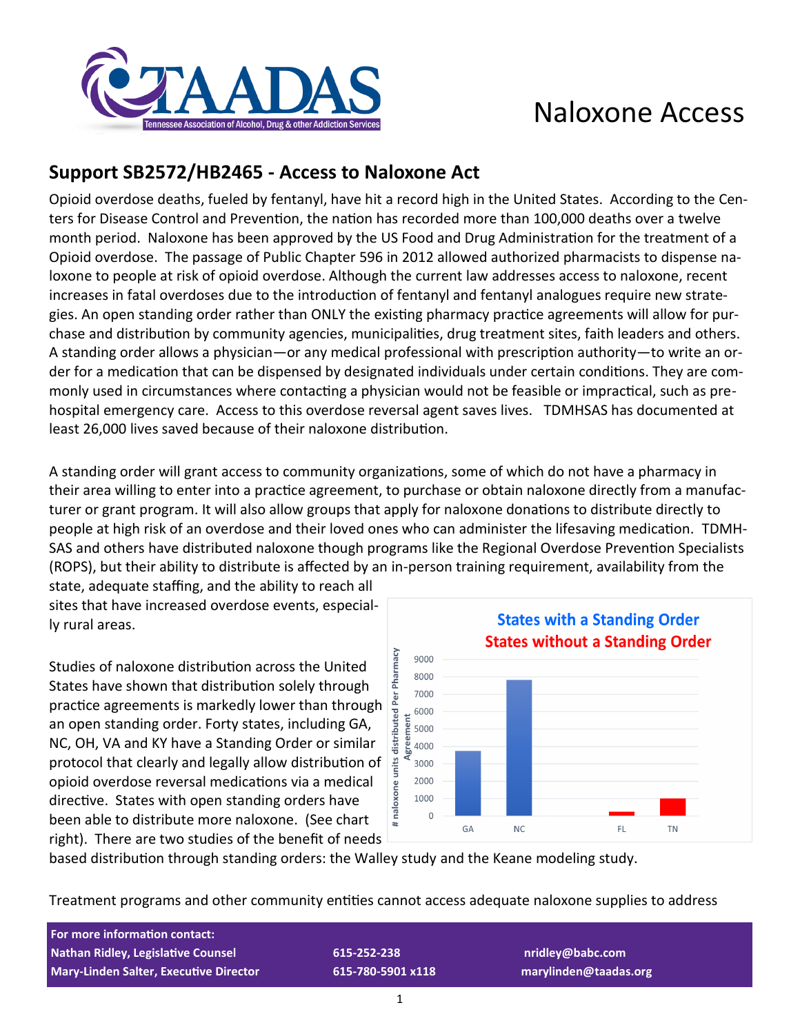TAADAS

Tennessee Association of Alcohol, Drug & other Addiction Services

# Naloxone Access

## Support SB2572/HB2465 - Access to Naloxone Act

Opioid overdose deaths, fueled by fentanyl, have hit a record high in the United States. According to the Centers for Disease Control and Prevention, the nation has recorded more than 100,000 deaths over a twelve month period. Naloxone has been approved by the US Food and Drug Administration for the treatment of a Opioid overdose. The passage of Public Chapter 596 in 2012 allowed authorized pharmacists to dispense naloxone to people at risk of opioid overdose. Although the current law addresses access to naloxone, recent increases in fatal overdoses due to the introduction of fentanyl and fentanyl analogues require new strategies. An open standing order rather than ONLY the existing pharmacy practice agreements will allow for purchase and distribution by community agencies, municipalities, drug treatment sites, faith leaders and others. A standing order allows a physician—or any medical professional with prescription authority—to write an order for a medication that can be dispensed by designated individuals under certain conditions. They are commonly used in circumstances where contacting a physician would not be feasible or impractical, such as pre-hospital emergency care. Access to this overdose reversal agent saves lives. TDMHSAS has documented at least 26,000 lives saved because of their naloxone distribution.

A standing order will grant access to community organizations, some of which do not have a pharmacy in their area willing to enter into a practice agreement, to purchase or obtain naloxone directly from a manufacturer or grant program. It will also allow groups that apply for naloxone donations to distribute directly to people at high risk of an overdose and their loved ones who can administer the lifesaving medication. TDMHSAS and others have distributed naloxone though programs like the Regional Overdose Prevention Specialists (ROPS), but their ability to distribute is affected by an in-person training requirement, availability from the state, adequate staffing, and the ability to reach all sites that have increased overdose events, especially rural areas.

Studies of naloxone distribution across the United States have shown that distribution solely through practice agreements is markedly lower than through an open standing order. Forty states, including GA, NC, OH, VA and KY have a Standing Order or similar protocol that clearly and legally allow distribution of opioid overdose reversal medications via a medical directive. States with open standing orders have been able to distribute more naloxone. (See chart right). There are two studies of the benefit of needs based distribution through standing orders: the Walley study and the Keane modeling study.

**States with a Standing Order**
**States without a Standing Order**

| State | # naloxone units distributed Per Pharmacy Agreement |
|---|---|
| GA (standing order) | ~3700 |
| NC (standing order) | ~7800 |
| FL (without standing order) | ~200 |
| TN (without standing order) | ~1000 |

Treatment programs and other community entities cannot access adequate naloxone supplies to address

**For more information contact:**

| | | |
|---|---|---|
| **Nathan Ridley, Legislative Counsel** | **615-252-238** | **nridley@babc.com** |
| **Mary-Linden Salter, Executive Director** | **615-780-5901 x118** | **marylinden@taadas.org** |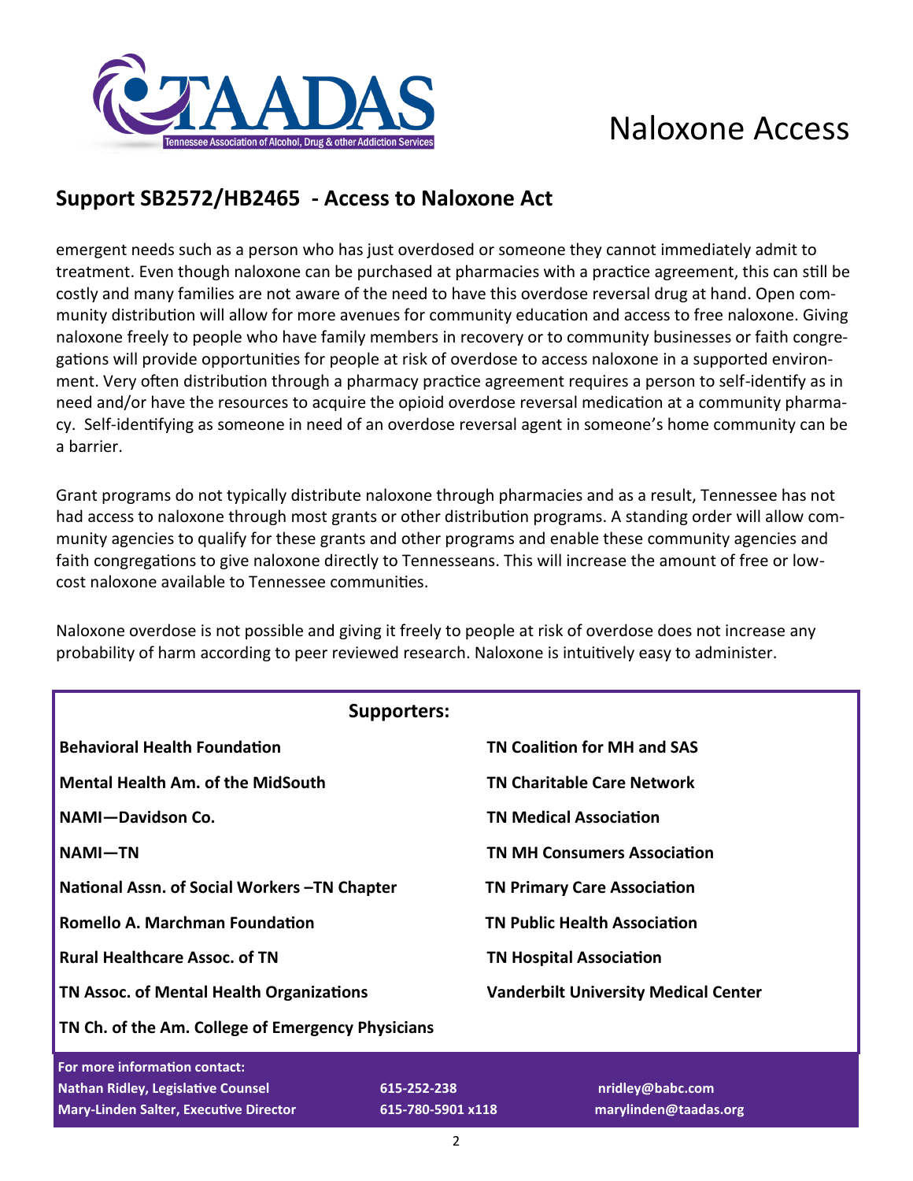# TAADAS

Tennessee Association of Alcohol, Drug & other Addiction Services

# Naloxone Access

## Support SB2572/HB2465 - Access to Naloxone Act

emergent needs such as a person who has just overdosed or someone they cannot immediately admit to treatment. Even though naloxone can be purchased at pharmacies with a practice agreement, this can still be costly and many families are not aware of the need to have this overdose reversal drug at hand. Open community distribution will allow for more avenues for community education and access to free naloxone. Giving naloxone freely to people who have family members in recovery or to community businesses or faith congregations will provide opportunities for people at risk of overdose to access naloxone in a supported environment. Very often distribution through a pharmacy practice agreement requires a person to self-identify as in need and/or have the resources to acquire the opioid overdose reversal medication at a community pharmacy. Self-identifying as someone in need of an overdose reversal agent in someone's home community can be a barrier.

Grant programs do not typically distribute naloxone through pharmacies and as a result, Tennessee has not had access to naloxone through most grants or other distribution programs. A standing order will allow community agencies to qualify for these grants and other programs and enable these community agencies and faith congregations to give naloxone directly to Tennesseans. This will increase the amount of free or low-cost naloxone available to Tennessee communities.

Naloxone overdose is not possible and giving it freely to people at risk of overdose does not increase any probability of harm according to peer reviewed research. Naloxone is intuitively easy to administer.

### Supporters:

- **Behavioral Health Foundation**
- **Mental Health Am. of the MidSouth**
- **NAMI—Davidson Co.**
- **NAMI—TN**
- **National Assn. of Social Workers –TN Chapter**
- **Romello A. Marchman Foundation**
- **Rural Healthcare Assoc. of TN**
- **TN Assoc. of Mental Health Organizations**
- **TN Ch. of the Am. College of Emergency Physicians**
- **TN Coalition for MH and SAS**
- **TN Charitable Care Network**
- **TN Medical Association**
- **TN MH Consumers Association**
- **TN Primary Care Association**
- **TN Public Health Association**
- **TN Hospital Association**
- **Vanderbilt University Medical Center**

**For more information contact:**

| | | |
|---|---|---|
| **Nathan Ridley, Legislative Counsel** | **615-252-238** | **nridley@babc.com** |
| **Mary-Linden Salter, Executive Director** | **615-780-5901 x118** | **marylinden@taadas.org** |